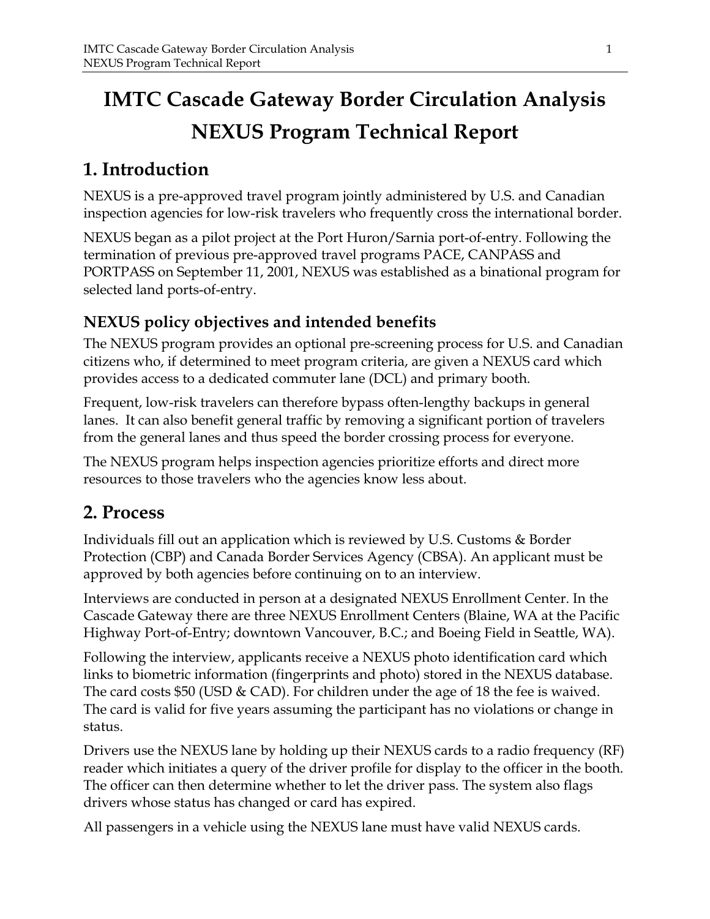# IMTC Cascade Gateway Border Circulation Analysis NEXUS Program Technical Report

## 1. Introduction

NEXUS is a pre-approved travel program jointly administered by U.S. and Canadian inspection agencies for low-risk travelers who frequently cross the international border.

NEXUS began as a pilot project at the Port Huron/Sarnia port-of-entry. Following the termination of previous pre-approved travel programs PACE, CANPASS and PORTPASS on September 11, 2001, NEXUS was established as a binational program for selected land ports-of-entry.

### NEXUS policy objectives and intended benefits

The NEXUS program provides an optional pre-screening process for U.S. and Canadian citizens who, if determined to meet program criteria, are given a NEXUS card which provides access to a dedicated commuter lane (DCL) and primary booth.

Frequent, low-risk travelers can therefore bypass often-lengthy backups in general lanes. It can also benefit general traffic by removing a significant portion of travelers from the general lanes and thus speed the border crossing process for everyone.

The NEXUS program helps inspection agencies prioritize efforts and direct more resources to those travelers who the agencies know less about.

## 2. Process

Individuals fill out an application which is reviewed by U.S. Customs & Border Protection (CBP) and Canada Border Services Agency (CBSA). An applicant must be approved by both agencies before continuing on to an interview.

Interviews are conducted in person at a designated NEXUS Enrollment Center. In the Cascade Gateway there are three NEXUS Enrollment Centers (Blaine, WA at the Pacific Highway Port-of-Entry; downtown Vancouver, B.C.; and Boeing Field in Seattle, WA).

Following the interview, applicants receive a NEXUS photo identification card which links to biometric information (fingerprints and photo) stored in the NEXUS database. The card costs $50 (USD & CAD). For children under the age of 18 the fee is waived. The card is valid for five years assuming the participant has no violations or change in status.

Drivers use the NEXUS lane by holding up their NEXUS cards to a radio frequency (RF) reader which initiates a query of the driver profile for display to the officer in the booth. The officer can then determine whether to let the driver pass. The system also flags drivers whose status has changed or card has expired.

All passengers in a vehicle using the NEXUS lane must have valid NEXUS cards.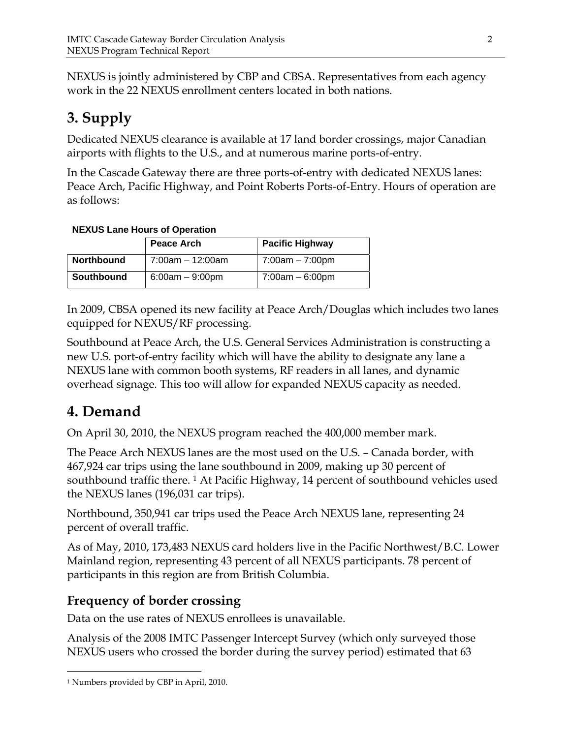NEXUS is jointly administered by CBP and CBSA. Representatives from each agency work in the 22 NEXUS enrollment centers located in both nations.

# 3. Supply

Dedicated NEXUS clearance is available at 17 land border crossings, major Canadian airports with flights to the U.S., and at numerous marine ports-of-entry.

In the Cascade Gateway there are three ports-of-entry with dedicated NEXUS lanes: Peace Arch, Pacific Highway, and Point Roberts Ports-of-Entry. Hours of operation are as follows:

**NEXUS Lane Hours of Operation**

| | Peace Arch | Pacific Highway |
|---|---|---|
| **Northbound** | 7:00am – 12:00am | 7:00am – 7:00pm |
| **Southbound** | 6:00am – 9:00pm | 7:00am – 6:00pm |

In 2009, CBSA opened its new facility at Peace Arch/Douglas which includes two lanes equipped for NEXUS/RF processing.

Southbound at Peace Arch, the U.S. General Services Administration is constructing a new U.S. port-of-entry facility which will have the ability to designate any lane a NEXUS lane with common booth systems, RF readers in all lanes, and dynamic overhead signage. This too will allow for expanded NEXUS capacity as needed.

# 4. Demand

On April 30, 2010, the NEXUS program reached the 400,000 member mark.

The Peace Arch NEXUS lanes are the most used on the U.S. – Canada border, with 467,924 car trips using the lane southbound in 2009, making up 30 percent of southbound traffic there. [1] At Pacific Highway, 14 percent of southbound vehicles used the NEXUS lanes (196,031 car trips).

Northbound, 350,941 car trips used the Peace Arch NEXUS lane, representing 24 percent of overall traffic.

As of May, 2010, 173,483 NEXUS card holders live in the Pacific Northwest/B.C. Lower Mainland region, representing 43 percent of all NEXUS participants. 78 percent of participants in this region are from British Columbia.

## Frequency of border crossing

Data on the use rates of NEXUS enrollees is unavailable.

Analysis of the 2008 IMTC Passenger Intercept Survey (which only surveyed those NEXUS users who crossed the border during the survey period) estimated that 63

[1] Numbers provided by CBP in April, 2010.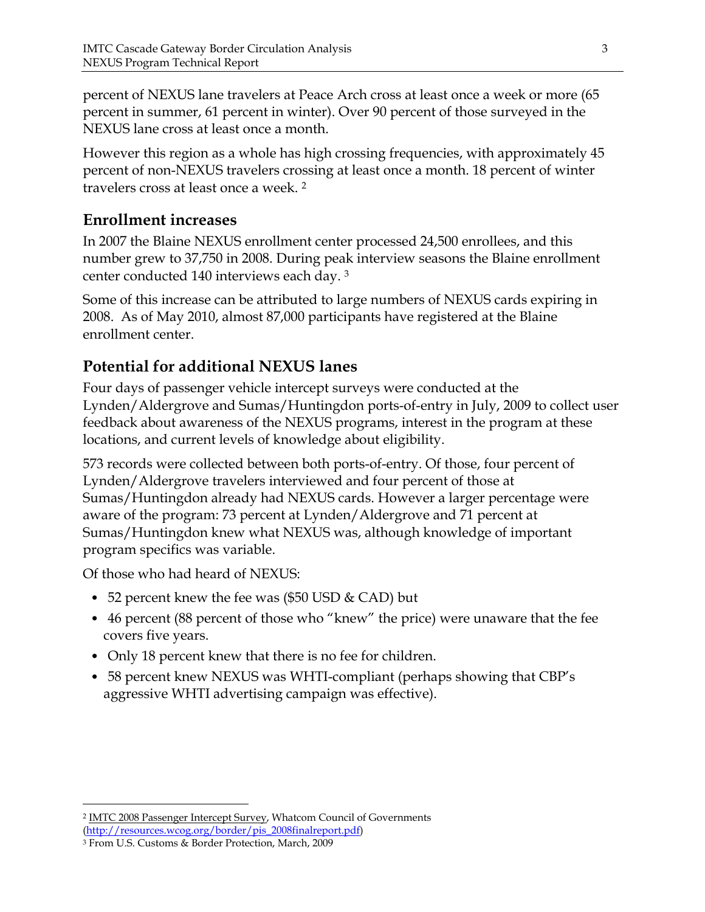percent of NEXUS lane travelers at Peace Arch cross at least once a week or more (65 percent in summer, 61 percent in winter). Over 90 percent of those surveyed in the NEXUS lane cross at least once a month.

However this region as a whole has high crossing frequencies, with approximately 45 percent of non-NEXUS travelers crossing at least once a month. 18 percent of winter travelers cross at least once a week. [2]

## Enrollment increases

In 2007 the Blaine NEXUS enrollment center processed 24,500 enrollees, and this number grew to 37,750 in 2008. During peak interview seasons the Blaine enrollment center conducted 140 interviews each day. [3]

Some of this increase can be attributed to large numbers of NEXUS cards expiring in 2008. As of May 2010, almost 87,000 participants have registered at the Blaine enrollment center.

## Potential for additional NEXUS lanes

Four days of passenger vehicle intercept surveys were conducted at the Lynden/Aldergrove and Sumas/Huntingdon ports-of-entry in July, 2009 to collect user feedback about awareness of the NEXUS programs, interest in the program at these locations, and current levels of knowledge about eligibility.

573 records were collected between both ports-of-entry. Of those, four percent of Lynden/Aldergrove travelers interviewed and four percent of those at Sumas/Huntingdon already had NEXUS cards. However a larger percentage were aware of the program: 73 percent at Lynden/Aldergrove and 71 percent at Sumas/Huntingdon knew what NEXUS was, although knowledge of important program specifics was variable.

Of those who had heard of NEXUS:

- 52 percent knew the fee was ($50 USD & CAD) but
- 46 percent (88 percent of those who "knew" the price) were unaware that the fee covers five years.
- Only 18 percent knew that there is no fee for children.
- 58 percent knew NEXUS was WHTI-compliant (perhaps showing that CBP's aggressive WHTI advertising campaign was effective).

---

[2] IMTC 2008 Passenger Intercept Survey, Whatcom Council of Governments (http://resources.wcog.org/border/pis_2008finalreport.pdf)

[3] From U.S. Customs & Border Protection, March, 2009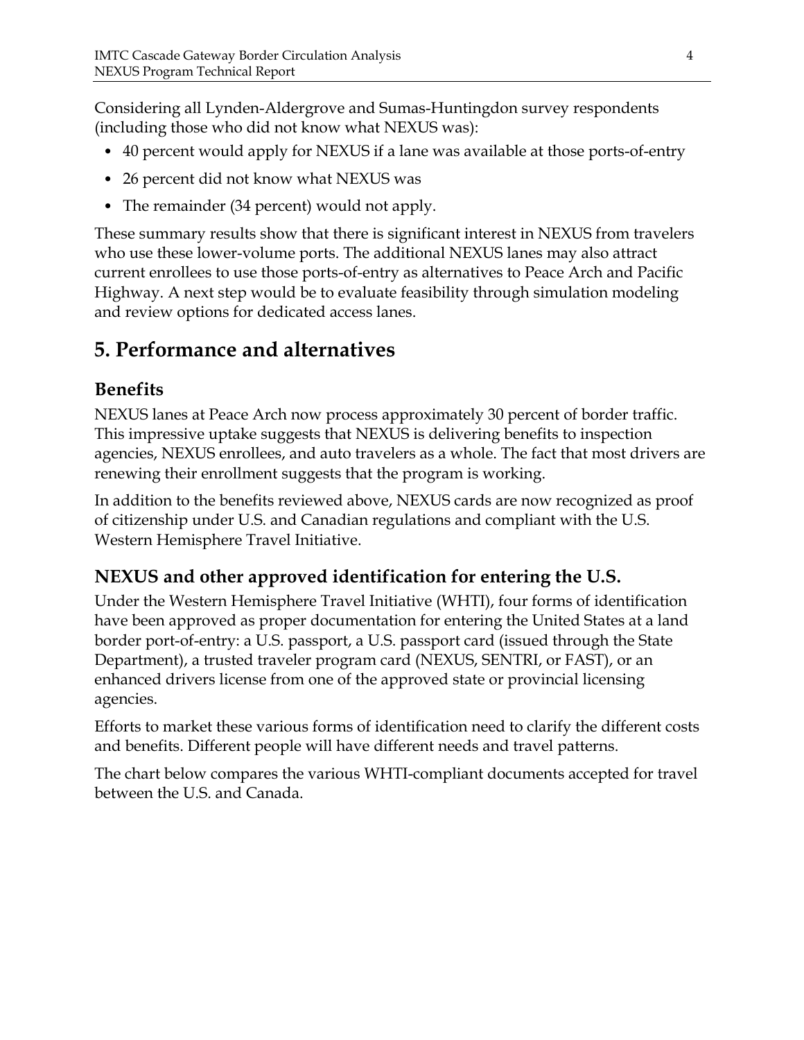Considering all Lynden-Aldergrove and Sumas-Huntingdon survey respondents (including those who did not know what NEXUS was):

- 40 percent would apply for NEXUS if a lane was available at those ports-of-entry
- 26 percent did not know what NEXUS was
- The remainder (34 percent) would not apply.

These summary results show that there is significant interest in NEXUS from travelers who use these lower-volume ports. The additional NEXUS lanes may also attract current enrollees to use those ports-of-entry as alternatives to Peace Arch and Pacific Highway. A next step would be to evaluate feasibility through simulation modeling and review options for dedicated access lanes.

# 5. Performance and alternatives

## Benefits

NEXUS lanes at Peace Arch now process approximately 30 percent of border traffic. This impressive uptake suggests that NEXUS is delivering benefits to inspection agencies, NEXUS enrollees, and auto travelers as a whole. The fact that most drivers are renewing their enrollment suggests that the program is working.

In addition to the benefits reviewed above, NEXUS cards are now recognized as proof of citizenship under U.S. and Canadian regulations and compliant with the U.S. Western Hemisphere Travel Initiative.

## NEXUS and other approved identification for entering the U.S.

Under the Western Hemisphere Travel Initiative (WHTI), four forms of identification have been approved as proper documentation for entering the United States at a land border port-of-entry: a U.S. passport, a U.S. passport card (issued through the State Department), a trusted traveler program card (NEXUS, SENTRI, or FAST), or an enhanced drivers license from one of the approved state or provincial licensing agencies.

Efforts to market these various forms of identification need to clarify the different costs and benefits. Different people will have different needs and travel patterns.

The chart below compares the various WHTI-compliant documents accepted for travel between the U.S. and Canada.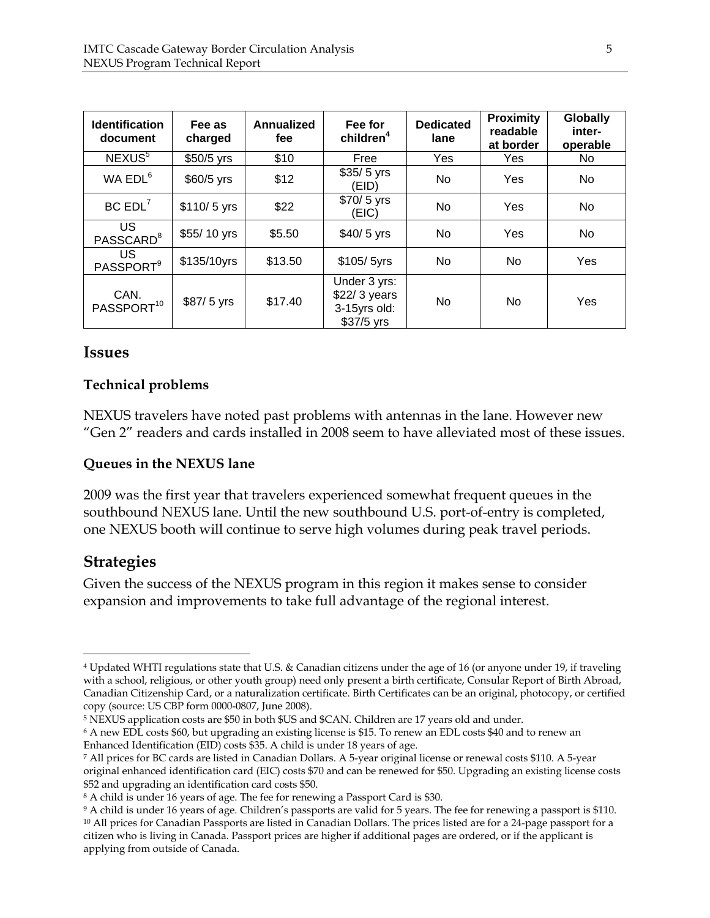| Identification document | Fee as charged | Annualized fee | Fee for children[4] | Dedicated lane | Proximity readable at border | Globally inter-operable |
|---|---|---|---|---|---|---|
| NEXUS[5] | $50/5 yrs | $10 | Free | Yes | Yes | No |
| WA EDL[6] | $60/5 yrs | $12 | $35/ 5 yrs (EID) | No | Yes | No |
| BC EDL[7] | $110/ 5 yrs | $22 | $70/ 5 yrs (EIC) | No | Yes | No |
| US PASSCARD[8] | $55/ 10 yrs | $5.50 | $40/ 5 yrs | No | Yes | No |
| US PASSPORT[9] | $135/10yrs | $13.50 | $105/ 5yrs | No | No | Yes |
| CAN. PASSPORT[10] | $87/ 5 yrs | $17.40 | Under 3 yrs: $22/ 3 years 3-15yrs old: $37/5 yrs | No | No | Yes |

## Issues

### Technical problems

NEXUS travelers have noted past problems with antennas in the lane. However new "Gen 2" readers and cards installed in 2008 seem to have alleviated most of these issues.

### Queues in the NEXUS lane

2009 was the first year that travelers experienced somewhat frequent queues in the southbound NEXUS lane. Until the new southbound U.S. port-of-entry is completed, one NEXUS booth will continue to serve high volumes during peak travel periods.

## Strategies

Given the success of the NEXUS program in this region it makes sense to consider expansion and improvements to take full advantage of the regional interest.

---

[4] Updated WHTI regulations state that U.S. & Canadian citizens under the age of 16 (or anyone under 19, if traveling with a school, religious, or other youth group) need only present a birth certificate, Consular Report of Birth Abroad, Canadian Citizenship Card, or a naturalization certificate. Birth Certificates can be an original, photocopy, or certified copy (source: US CBP form 0000-0807, June 2008).

[5] NEXUS application costs are $50 in both $US and $CAN. Children are 17 years old and under.

[6] A new EDL costs $60, but upgrading an existing license is $15. To renew an EDL costs $40 and to renew an Enhanced Identification (EID) costs $35. A child is under 18 years of age.

[7] All prices for BC cards are listed in Canadian Dollars. A 5-year original license or renewal costs $110. A 5-year original enhanced identification card (EIC) costs $70 and can be renewed for $50. Upgrading an existing license costs $52 and upgrading an identification card costs $50.

[8] A child is under 16 years of age. The fee for renewing a Passport Card is $30.

[9] A child is under 16 years of age. Children's passports are valid for 5 years. The fee for renewing a passport is $110.

[10] All prices for Canadian Passports are listed in Canadian Dollars. The prices listed are for a 24-page passport for a citizen who is living in Canada. Passport prices are higher if additional pages are ordered, or if the applicant is applying from outside of Canada.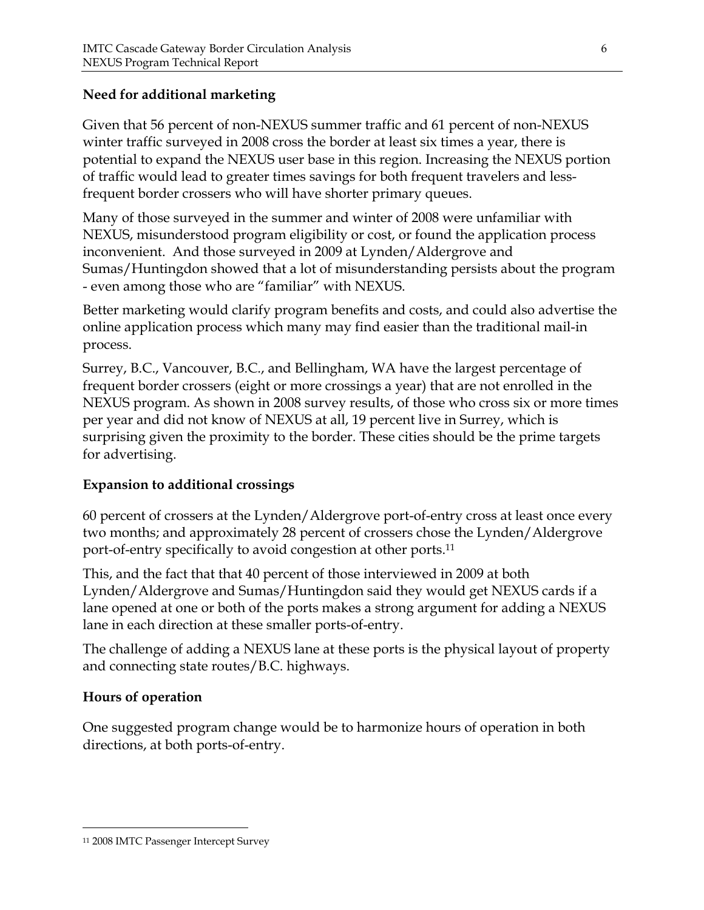## Need for additional marketing

Given that 56 percent of non-NEXUS summer traffic and 61 percent of non-NEXUS winter traffic surveyed in 2008 cross the border at least six times a year, there is potential to expand the NEXUS user base in this region. Increasing the NEXUS portion of traffic would lead to greater times savings for both frequent travelers and less-frequent border crossers who will have shorter primary queues.

Many of those surveyed in the summer and winter of 2008 were unfamiliar with NEXUS, misunderstood program eligibility or cost, or found the application process inconvenient. And those surveyed in 2009 at Lynden/Aldergrove and Sumas/Huntingdon showed that a lot of misunderstanding persists about the program - even among those who are "familiar" with NEXUS.

Better marketing would clarify program benefits and costs, and could also advertise the online application process which many may find easier than the traditional mail-in process.

Surrey, B.C., Vancouver, B.C., and Bellingham, WA have the largest percentage of frequent border crossers (eight or more crossings a year) that are not enrolled in the NEXUS program. As shown in 2008 survey results, of those who cross six or more times per year and did not know of NEXUS at all, 19 percent live in Surrey, which is surprising given the proximity to the border. These cities should be the prime targets for advertising.

## Expansion to additional crossings

60 percent of crossers at the Lynden/Aldergrove port-of-entry cross at least once every two months; and approximately 28 percent of crossers chose the Lynden/Aldergrove port-of-entry specifically to avoid congestion at other ports.[11]

This, and the fact that that 40 percent of those interviewed in 2009 at both Lynden/Aldergrove and Sumas/Huntingdon said they would get NEXUS cards if a lane opened at one or both of the ports makes a strong argument for adding a NEXUS lane in each direction at these smaller ports-of-entry.

The challenge of adding a NEXUS lane at these ports is the physical layout of property and connecting state routes/B.C. highways.

## Hours of operation

One suggested program change would be to harmonize hours of operation in both directions, at both ports-of-entry.

---

[11] 2008 IMTC Passenger Intercept Survey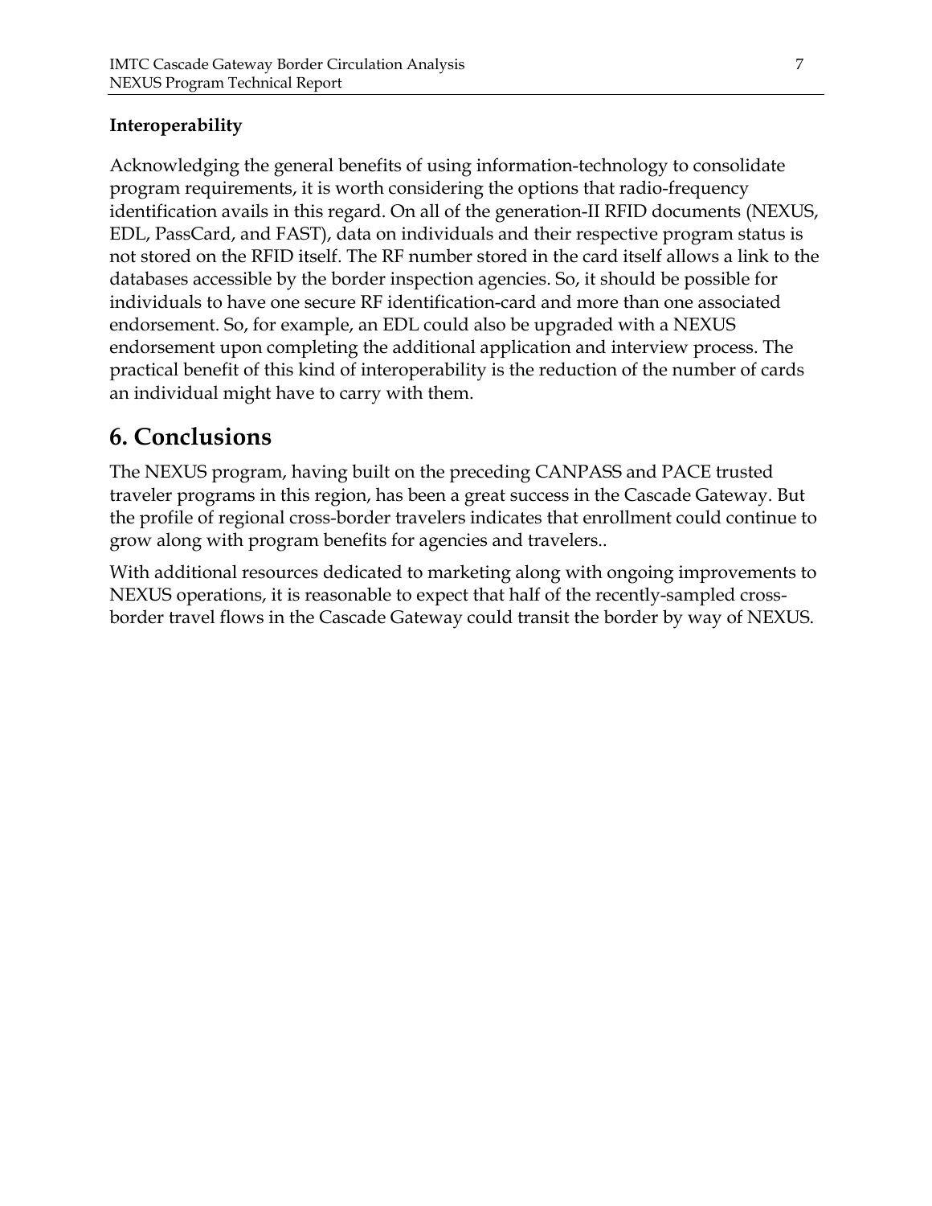### Interoperability

Acknowledging the general benefits of using information-technology to consolidate program requirements, it is worth considering the options that radio-frequency identification avails in this regard. On all of the generation-II RFID documents (NEXUS, EDL, PassCard, and FAST), data on individuals and their respective program status is not stored on the RFID itself. The RF number stored in the card itself allows a link to the databases accessible by the border inspection agencies. So, it should be possible for individuals to have one secure RF identification-card and more than one associated endorsement. So, for example, an EDL could also be upgraded with a NEXUS endorsement upon completing the additional application and interview process. The practical benefit of this kind of interoperability is the reduction of the number of cards an individual might have to carry with them.

# 6. Conclusions

The NEXUS program, having built on the preceding CANPASS and PACE trusted traveler programs in this region, has been a great success in the Cascade Gateway. But the profile of regional cross-border travelers indicates that enrollment could continue to grow along with program benefits for agencies and travelers..

With additional resources dedicated to marketing along with ongoing improvements to NEXUS operations, it is reasonable to expect that half of the recently-sampled cross-border travel flows in the Cascade Gateway could transit the border by way of NEXUS.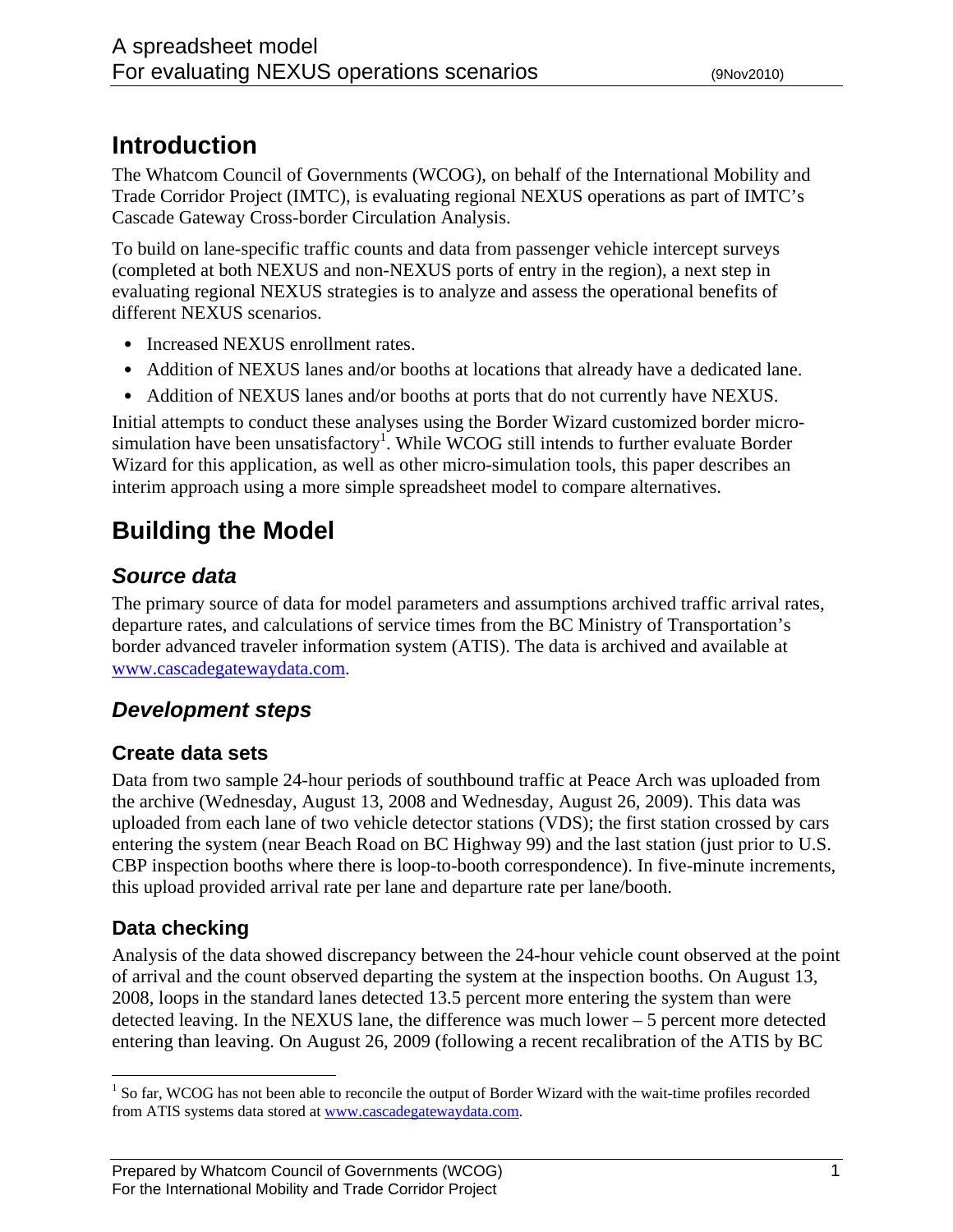# Introduction

The Whatcom Council of Governments (WCOG), on behalf of the International Mobility and Trade Corridor Project (IMTC), is evaluating regional NEXUS operations as part of IMTC's Cascade Gateway Cross-border Circulation Analysis.

To build on lane-specific traffic counts and data from passenger vehicle intercept surveys (completed at both NEXUS and non-NEXUS ports of entry in the region), a next step in evaluating regional NEXUS strategies is to analyze and assess the operational benefits of different NEXUS scenarios.

- Increased NEXUS enrollment rates.
- Addition of NEXUS lanes and/or booths at locations that already have a dedicated lane.
- Addition of NEXUS lanes and/or booths at ports that do not currently have NEXUS.

Initial attempts to conduct these analyses using the Border Wizard customized border micro-simulation have been unsatisfactory[1]. While WCOG still intends to further evaluate Border Wizard for this application, as well as other micro-simulation tools, this paper describes an interim approach using a more simple spreadsheet model to compare alternatives.

# Building the Model

## *Source data*

The primary source of data for model parameters and assumptions archived traffic arrival rates, departure rates, and calculations of service times from the BC Ministry of Transportation's border advanced traveler information system (ATIS). The data is archived and available at www.cascadegatewaydata.com.

## *Development steps*

### Create data sets

Data from two sample 24-hour periods of southbound traffic at Peace Arch was uploaded from the archive (Wednesday, August 13, 2008 and Wednesday, August 26, 2009). This data was uploaded from each lane of two vehicle detector stations (VDS); the first station crossed by cars entering the system (near Beach Road on BC Highway 99) and the last station (just prior to U.S. CBP inspection booths where there is loop-to-booth correspondence). In five-minute increments, this upload provided arrival rate per lane and departure rate per lane/booth.

### Data checking

Analysis of the data showed discrepancy between the 24-hour vehicle count observed at the point of arrival and the count observed departing the system at the inspection booths. On August 13, 2008, loops in the standard lanes detected 13.5 percent more entering the system than were detected leaving. In the NEXUS lane, the difference was much lower – 5 percent more detected entering than leaving. On August 26, 2009 (following a recent recalibration of the ATIS by BC

---

[1] So far, WCOG has not been able to reconcile the output of Border Wizard with the wait-time profiles recorded from ATIS systems data stored at www.cascadegatewaydata.com.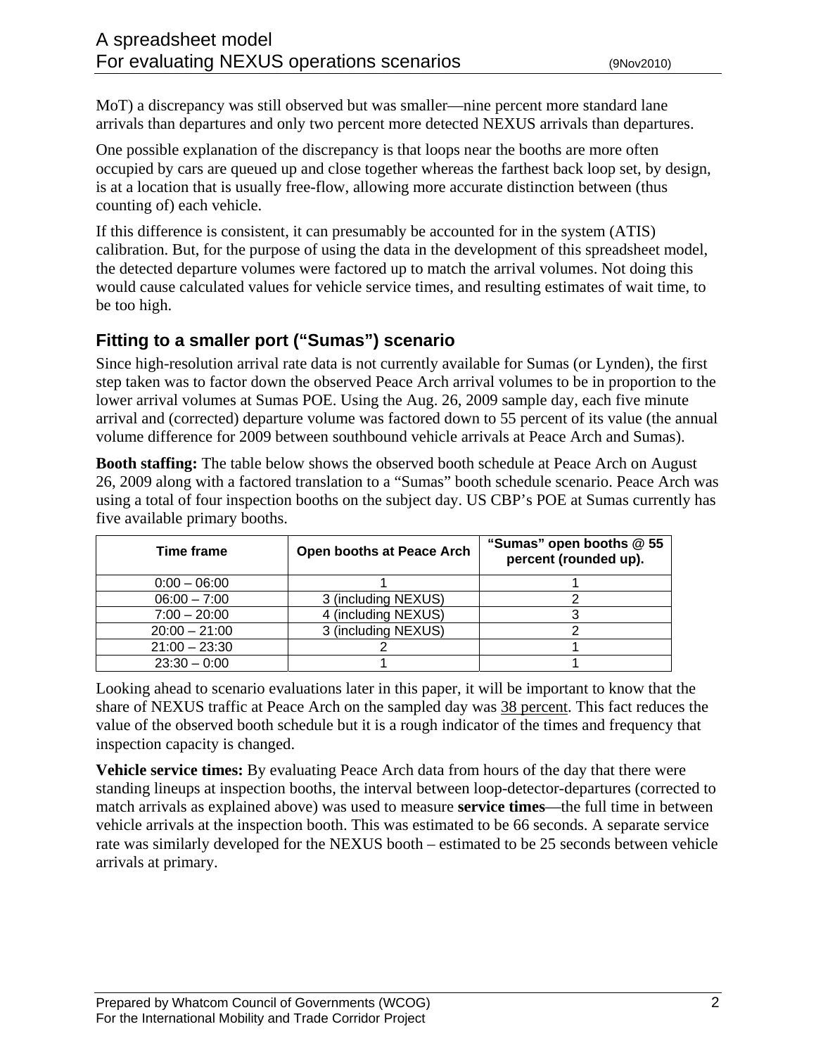MoT) a discrepancy was still observed but was smaller—nine percent more standard lane arrivals than departures and only two percent more detected NEXUS arrivals than departures.

One possible explanation of the discrepancy is that loops near the booths are more often occupied by cars are queued up and close together whereas the farthest back loop set, by design, is at a location that is usually free-flow, allowing more accurate distinction between (thus counting of) each vehicle.

If this difference is consistent, it can presumably be accounted for in the system (ATIS) calibration. But, for the purpose of using the data in the development of this spreadsheet model, the detected departure volumes were factored up to match the arrival volumes. Not doing this would cause calculated values for vehicle service times, and resulting estimates of wait time, to be too high.

## Fitting to a smaller port ("Sumas") scenario

Since high-resolution arrival rate data is not currently available for Sumas (or Lynden), the first step taken was to factor down the observed Peace Arch arrival volumes to be in proportion to the lower arrival volumes at Sumas POE. Using the Aug. 26, 2009 sample day, each five minute arrival and (corrected) departure volume was factored down to 55 percent of its value (the annual volume difference for 2009 between southbound vehicle arrivals at Peace Arch and Sumas).

**Booth staffing:** The table below shows the observed booth schedule at Peace Arch on August 26, 2009 along with a factored translation to a "Sumas" booth schedule scenario. Peace Arch was using a total of four inspection booths on the subject day. US CBP's POE at Sumas currently has five available primary booths.

| Time frame | Open booths at Peace Arch | "Sumas" open booths @ 55 percent (rounded up). |
|---|---|---|
| 0:00 – 06:00 | 1 | 1 |
| 06:00 – 7:00 | 3 (including NEXUS) | 2 |
| 7:00 – 20:00 | 4 (including NEXUS) | 3 |
| 20:00 – 21:00 | 3 (including NEXUS) | 2 |
| 21:00 – 23:30 | 2 | 1 |
| 23:30 – 0:00 | 1 | 1 |

Looking ahead to scenario evaluations later in this paper, it will be important to know that the share of NEXUS traffic at Peace Arch on the sampled day was 38 percent. This fact reduces the value of the observed booth schedule but it is a rough indicator of the times and frequency that inspection capacity is changed.

**Vehicle service times:** By evaluating Peace Arch data from hours of the day that there were standing lineups at inspection booths, the interval between loop-detector-departures (corrected to match arrivals as explained above) was used to measure **service times**—the full time in between vehicle arrivals at the inspection booth. This was estimated to be 66 seconds. A separate service rate was similarly developed for the NEXUS booth – estimated to be 25 seconds between vehicle arrivals at primary.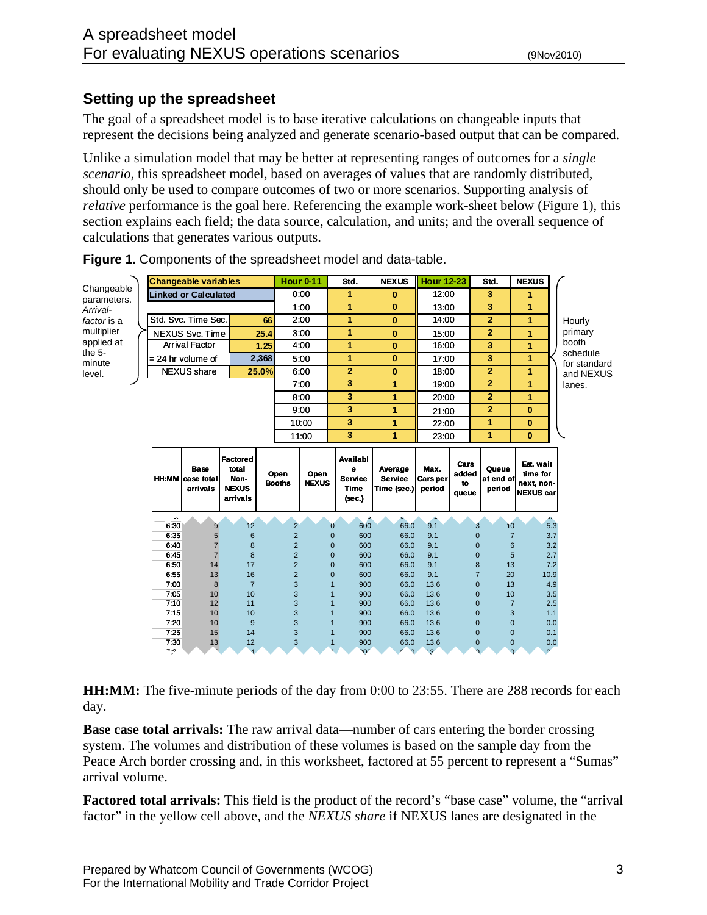## Setting up the spreadsheet

The goal of a spreadsheet model is to base iterative calculations on changeable inputs that represent the decisions being analyzed and generate scenario-based output that can be compared.

Unlike a simulation model that may be better at representing ranges of outcomes for a *single scenario*, this spreadsheet model, based on averages of values that are randomly distributed, should only be used to compare outcomes of two or more scenarios. Supporting analysis of *relative* performance is the goal here. Referencing the example work-sheet below (Figure 1), this section explains each field; the data source, calculation, and units; and the overall sequence of calculations that generates various outputs.

**Figure 1.** Components of the spreadsheet model and data-table.

Changeable parameters. *Arrival-factor* is a multiplier applied at the 5-minute level.

| Changeable variables | |
|---|---|
| Linked or Calculated | |
| Std. Svc. Time Sec. | 66 |
| NEXUS Svc. Time | 25.4 |
| Arrival Factor | 1.25 |
| = 24 hr volume of | 2,368 |
| NEXUS share | 25.0% |

Hourly primary booth schedule for standard and NEXUS lanes.

| Hour 0-11 | Std. | NEXUS | Hour 12-23 | Std. | NEXUS |
|---|---|---|---|---|---|
| 0:00 | 1 | 0 | 12:00 | 3 | 1 |
| 1:00 | 1 | 0 | 13:00 | 3 | 1 |
| 2:00 | 1 | 0 | 14:00 | 2 | 1 |
| 3:00 | 1 | 0 | 15:00 | 2 | 1 |
| 4:00 | 1 | 0 | 16:00 | 3 | 1 |
| 5:00 | 1 | 0 | 17:00 | 3 | 1 |
| 6:00 | 2 | 0 | 18:00 | 2 | 1 |
| 7:00 | 3 | 1 | 19:00 | 2 | 1 |
| 8:00 | 3 | 1 | 20:00 | 2 | 1 |
| 9:00 | 3 | 1 | 21:00 | 2 | 0 |
| 10:00 | 3 | 1 | 22:00 | 1 | 0 |
| 11:00 | 3 | 1 | 23:00 | 1 | 0 |

| HH:MM | Base case total arrivals | Factored total Non-NEXUS arrivals | Open Booths | Open NEXUS | Available Service Time (sec.) | Average Service Time (sec.) | Max. Cars per period | Cars added to queue | Queue at end of period | Est. wait time for next, non-NEXUS car |
|---|---|---|---|---|---|---|---|---|---|---|
| 6:30 | 9 | 12 | 2 | 0 | 600 | 66.0 | 9.1 | 3 | 10 | 5.3 |
| 6:35 | 5 | 6 | 2 | 0 | 600 | 66.0 | 9.1 | 0 | 7 | 3.7 |
| 6:40 | 7 | 8 | 2 | 0 | 600 | 66.0 | 9.1 | 0 | 6 | 3.2 |
| 6:45 | 7 | 8 | 2 | 0 | 600 | 66.0 | 9.1 | 0 | 5 | 2.7 |
| 6:50 | 14 | 17 | 2 | 0 | 600 | 66.0 | 9.1 | 8 | 13 | 7.2 |
| 6:55 | 13 | 16 | 2 | 0 | 600 | 66.0 | 9.1 | 7 | 20 | 10.9 |
| 7:00 | 8 | 7 | 3 | 1 | 900 | 66.0 | 13.6 | 0 | 13 | 4.9 |
| 7:05 | 10 | 10 | 3 | 1 | 900 | 66.0 | 13.6 | 0 | 10 | 3.5 |
| 7:10 | 12 | 11 | 3 | 1 | 900 | 66.0 | 13.6 | 0 | 7 | 2.5 |
| 7:15 | 10 | 10 | 3 | 1 | 900 | 66.0 | 13.6 | 0 | 3 | 1.1 |
| 7:20 | 10 | 9 | 3 | 1 | 900 | 66.0 | 13.6 | 0 | 0 | 0.0 |
| 7:25 | 15 | 14 | 3 | 1 | 900 | 66.0 | 13.6 | 0 | 0 | 0.1 |
| 7:30 | 13 | 12 | 3 | 1 | 900 | 66.0 | 13.6 | 0 | 0 | 0.0 |

**HH:MM:** The five-minute periods of the day from 0:00 to 23:55. There are 288 records for each day.

**Base case total arrivals:** The raw arrival data—number of cars entering the border crossing system. The volumes and distribution of these volumes is based on the sample day from the Peace Arch border crossing and, in this worksheet, factored at 55 percent to represent a "Sumas" arrival volume.

**Factored total arrivals:** This field is the product of the record's "base case" volume, the "arrival factor" in the yellow cell above, and the *NEXUS share* if NEXUS lanes are designated in the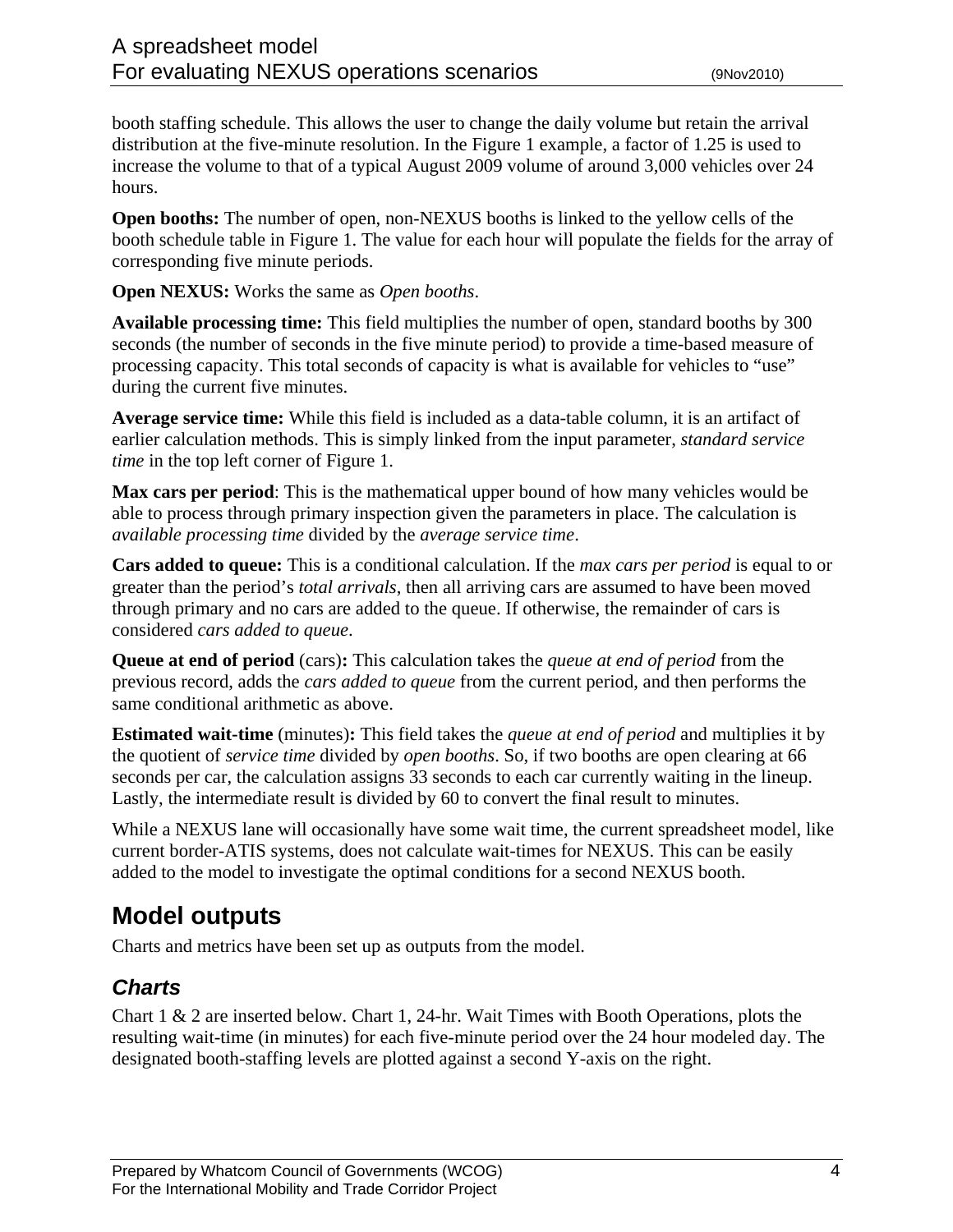booth staffing schedule. This allows the user to change the daily volume but retain the arrival distribution at the five-minute resolution. In the Figure 1 example, a factor of 1.25 is used to increase the volume to that of a typical August 2009 volume of around 3,000 vehicles over 24 hours.

**Open booths:** The number of open, non-NEXUS booths is linked to the yellow cells of the booth schedule table in Figure 1. The value for each hour will populate the fields for the array of corresponding five minute periods.

**Open NEXUS:** Works the same as *Open booths*.

**Available processing time:** This field multiplies the number of open, standard booths by 300 seconds (the number of seconds in the five minute period) to provide a time-based measure of processing capacity. This total seconds of capacity is what is available for vehicles to "use" during the current five minutes.

**Average service time:** While this field is included as a data-table column, it is an artifact of earlier calculation methods. This is simply linked from the input parameter, *standard service time* in the top left corner of Figure 1.

**Max cars per period**: This is the mathematical upper bound of how many vehicles would be able to process through primary inspection given the parameters in place. The calculation is *available processing time* divided by the *average service time*.

**Cars added to queue:** This is a conditional calculation. If the *max cars per period* is equal to or greater than the period's *total arrivals*, then all arriving cars are assumed to have been moved through primary and no cars are added to the queue. If otherwise, the remainder of cars is considered *cars added to queue*.

**Queue at end of period** (cars)**:** This calculation takes the *queue at end of period* from the previous record, adds the *cars added to queue* from the current period, and then performs the same conditional arithmetic as above.

**Estimated wait-time** (minutes)**:** This field takes the *queue at end of period* and multiplies it by the quotient of *service time* divided by *open booths*. So, if two booths are open clearing at 66 seconds per car, the calculation assigns 33 seconds to each car currently waiting in the lineup. Lastly, the intermediate result is divided by 60 to convert the final result to minutes.

While a NEXUS lane will occasionally have some wait time, the current spreadsheet model, like current border-ATIS systems, does not calculate wait-times for NEXUS. This can be easily added to the model to investigate the optimal conditions for a second NEXUS booth.

# Model outputs

Charts and metrics have been set up as outputs from the model.

## *Charts*

Chart 1 & 2 are inserted below. Chart 1, 24-hr. Wait Times with Booth Operations, plots the resulting wait-time (in minutes) for each five-minute period over the 24 hour modeled day. The designated booth-staffing levels are plotted against a second Y-axis on the right.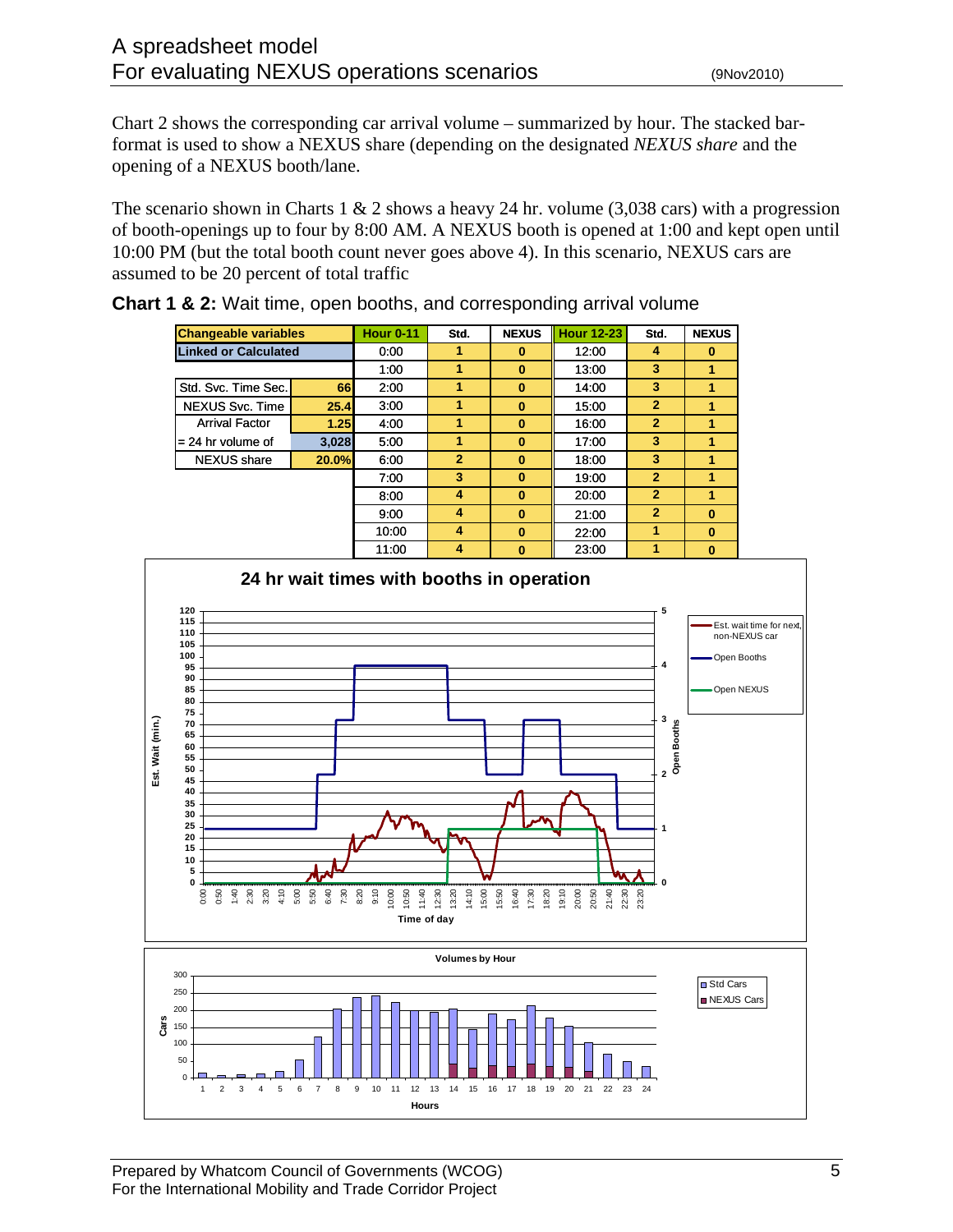Chart 2 shows the corresponding car arrival volume – summarized by hour. The stacked bar-format is used to show a NEXUS share (depending on the designated *NEXUS share* and the opening of a NEXUS booth/lane.

The scenario shown in Charts 1 & 2 shows a heavy 24 hr. volume (3,038 cars) with a progression of booth-openings up to four by 8:00 AM. A NEXUS booth is opened at 1:00 and kept open until 10:00 PM (but the total booth count never goes above 4). In this scenario, NEXUS cars are assumed to be 20 percent of total traffic

**Chart 1 & 2:** Wait time, open booths, and corresponding arrival volume

| Changeable variables | | Hour 0-11 | Std. | NEXUS | Hour 12-23 | Std. | NEXUS |
|---|---|---|---|---|---|---|---|
| Linked or Calculated | | 0:00 | 1 | 0 | 12:00 | 4 | 0 |
| | | 1:00 | 1 | 0 | 13:00 | 3 | 1 |
| Std. Svc. Time Sec. | 66 | 2:00 | 1 | 0 | 14:00 | 3 | 1 |
| NEXUS Svc. Time | 25.4 | 3:00 | 1 | 0 | 15:00 | 2 | 1 |
| Arrival Factor | 1.25 | 4:00 | 1 | 0 | 16:00 | 2 | 1 |
| = 24 hr volume of | 3,028 | 5:00 | 1 | 0 | 17:00 | 3 | 1 |
| NEXUS share | 20.0% | 6:00 | 2 | 0 | 18:00 | 3 | 1 |
| | | 7:00 | 3 | 0 | 19:00 | 2 | 1 |
| | | 8:00 | 4 | 0 | 20:00 | 2 | 1 |
| | | 9:00 | 4 | 0 | 21:00 | 2 | 0 |
| | | 10:00 | 4 | 0 | 22:00 | 1 | 0 |
| | | 11:00 | 4 | 0 | 23:00 | 1 | 0 |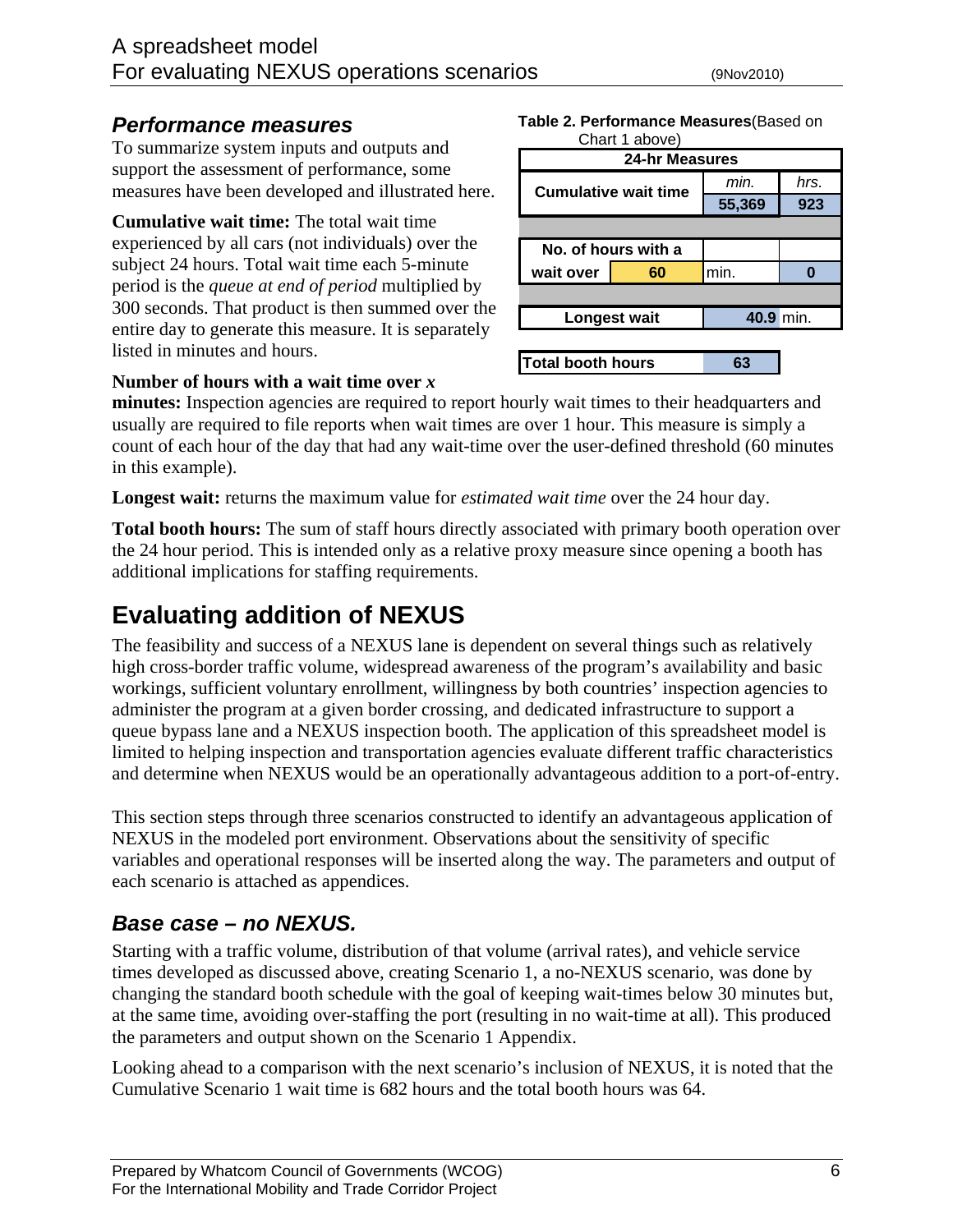## *Performance measures*

To summarize system inputs and outputs and support the assessment of performance, some measures have been developed and illustrated here.

**Table 2. Performance Measures**(Based on Chart 1 above)

| 24-hr Measures | | | |
|---|---|---|---|
| Cumulative wait time | | *min.* | *hrs.* |
| | | 55,369 | 923 |
| No. of hours with a wait over | 60 | min. | 0 |
| Longest wait | | 40.9 | min. |
| Total booth hours | | 63 | |

**Cumulative wait time:** The total wait time experienced by all cars (not individuals) over the subject 24 hours. Total wait time each 5-minute period is the *queue at end of period* multiplied by 300 seconds. That product is then summed over the entire day to generate this measure. It is separately listed in minutes and hours.

**Number of hours with a wait time over *x* minutes:** Inspection agencies are required to report hourly wait times to their headquarters and usually are required to file reports when wait times are over 1 hour. This measure is simply a count of each hour of the day that had any wait-time over the user-defined threshold (60 minutes in this example).

**Longest wait:** returns the maximum value for *estimated wait time* over the 24 hour day.

**Total booth hours:** The sum of staff hours directly associated with primary booth operation over the 24 hour period. This is intended only as a relative proxy measure since opening a booth has additional implications for staffing requirements.

# Evaluating addition of NEXUS

The feasibility and success of a NEXUS lane is dependent on several things such as relatively high cross-border traffic volume, widespread awareness of the program's availability and basic workings, sufficient voluntary enrollment, willingness by both countries' inspection agencies to administer the program at a given border crossing, and dedicated infrastructure to support a queue bypass lane and a NEXUS inspection booth. The application of this spreadsheet model is limited to helping inspection and transportation agencies evaluate different traffic characteristics and determine when NEXUS would be an operationally advantageous addition to a port-of-entry.

This section steps through three scenarios constructed to identify an advantageous application of NEXUS in the modeled port environment. Observations about the sensitivity of specific variables and operational responses will be inserted along the way. The parameters and output of each scenario is attached as appendices.

## *Base case – no NEXUS.*

Starting with a traffic volume, distribution of that volume (arrival rates), and vehicle service times developed as discussed above, creating Scenario 1, a no-NEXUS scenario, was done by changing the standard booth schedule with the goal of keeping wait-times below 30 minutes but, at the same time, avoiding over-staffing the port (resulting in no wait-time at all). This produced the parameters and output shown on the Scenario 1 Appendix.

Looking ahead to a comparison with the next scenario's inclusion of NEXUS, it is noted that the Cumulative Scenario 1 wait time is 682 hours and the total booth hours was 64.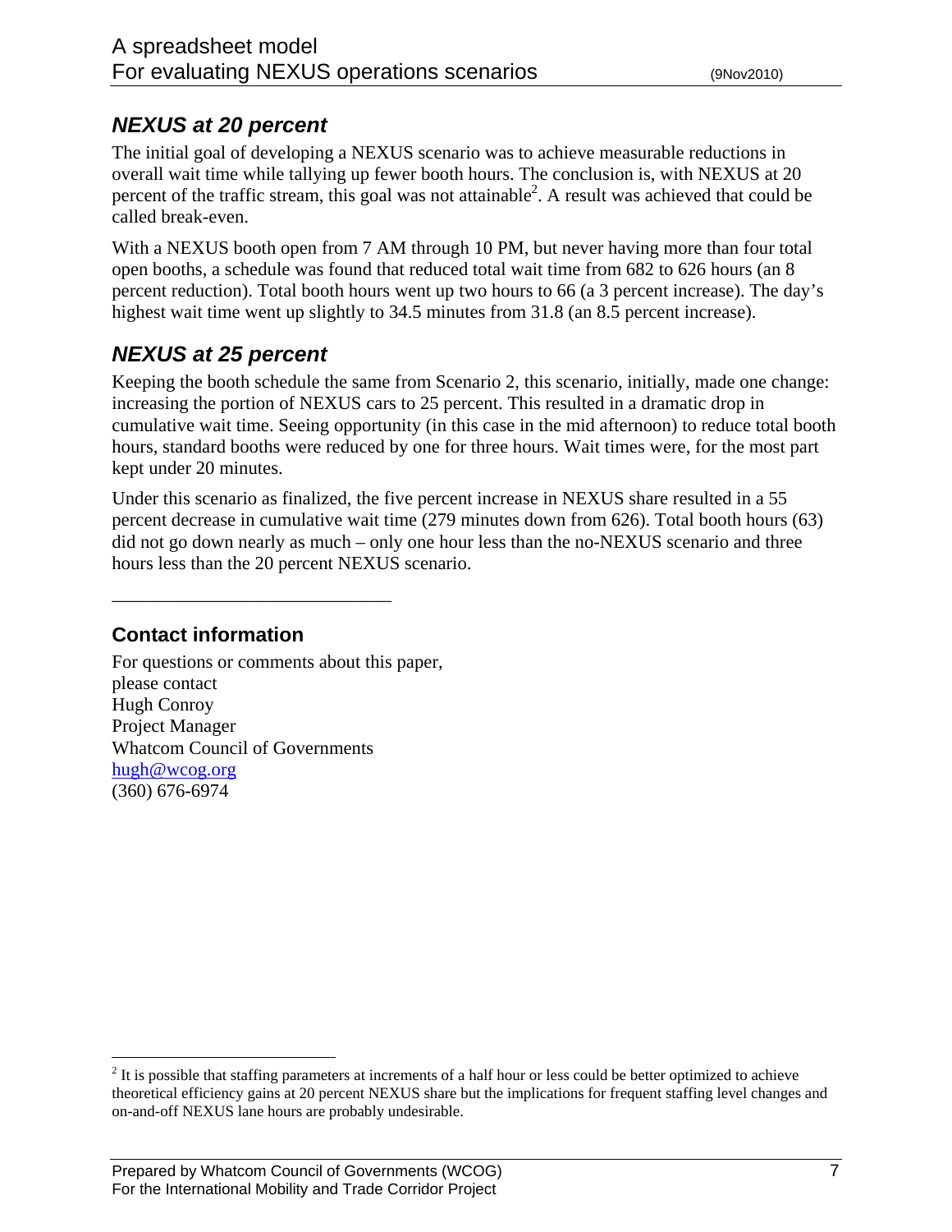### *NEXUS at 20 percent*

The initial goal of developing a NEXUS scenario was to achieve measurable reductions in overall wait time while tallying up fewer booth hours. The conclusion is, with NEXUS at 20 percent of the traffic stream, this goal was not attainable[2]. A result was achieved that could be called break-even.

With a NEXUS booth open from 7 AM through 10 PM, but never having more than four total open booths, a schedule was found that reduced total wait time from 682 to 626 hours (an 8 percent reduction). Total booth hours went up two hours to 66 (a 3 percent increase). The day's highest wait time went up slightly to 34.5 minutes from 31.8 (an 8.5 percent increase).

### *NEXUS at 25 percent*

Keeping the booth schedule the same from Scenario 2, this scenario, initially, made one change: increasing the portion of NEXUS cars to 25 percent. This resulted in a dramatic drop in cumulative wait time. Seeing opportunity (in this case in the mid afternoon) to reduce total booth hours, standard booths were reduced by one for three hours. Wait times were, for the most part kept under 20 minutes.

Under this scenario as finalized, the five percent increase in NEXUS share resulted in a 55 percent decrease in cumulative wait time (279 minutes down from 626). Total booth hours (63) did not go down nearly as much – only one hour less than the no-NEXUS scenario and three hours less than the 20 percent NEXUS scenario.

---

### Contact information

For questions or comments about this paper,
please contact
Hugh Conroy
Project Manager
Whatcom Council of Governments
hugh@wcog.org
(360) 676-6974

[2] It is possible that staffing parameters at increments of a half hour or less could be better optimized to achieve theoretical efficiency gains at 20 percent NEXUS share but the implications for frequent staffing level changes and on-and-off NEXUS lane hours are probably undesirable.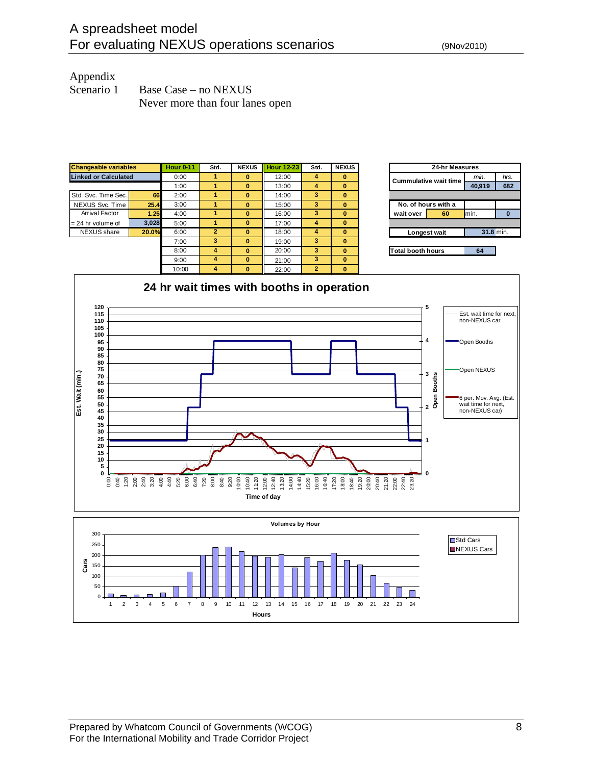Appendix

Scenario 1 Base Case – no NEXUS

Never more than four lanes open

| Changeable variables | |
|---|---|
| Linked or Calculated | |
| Std. Svc. Time Sec. | 66 |
| NEXUS Svc. Time | 25.4 |
| Arrival Factor | 1.25 |
| = 24 hr volume of | 3,028 |
| NEXUS share | 20.0% |

| Hour 0-11 | Std. | NEXUS | Hour 12-23 | Std. | NEXUS |
|---|---|---|---|---|---|
| 0:00 | 1 | 0 | 12:00 | 4 | 0 |
| 1:00 | 1 | 0 | 13:00 | 4 | 0 |
| 2:00 | 1 | 0 | 14:00 | 3 | 0 |
| 3:00 | 1 | 0 | 15:00 | 3 | 0 |
| 4:00 | 1 | 0 | 16:00 | 3 | 0 |
| 5:00 | 1 | 0 | 17:00 | 4 | 0 |
| 6:00 | 2 | 0 | 18:00 | 4 | 0 |
| 7:00 | 3 | 0 | 19:00 | 3 | 0 |
| 8:00 | 4 | 0 | 20:00 | 3 | 0 |
| 9:00 | 4 | 0 | 21:00 | 3 | 0 |
| 10:00 | 4 | 0 | 22:00 | 2 | 0 |

| 24-hr Measures | | |
|---|---|---|
| | min. | hrs. |
| Cummulative wait time | 40,919 | 682 |
| No. of hours with a wait over 60 min. | | 0 |
| Longest wait | 31.8 min. | |
| Total booth hours | 64 | |

**24 hr wait times with booths in operation**

**Volumes by Hour**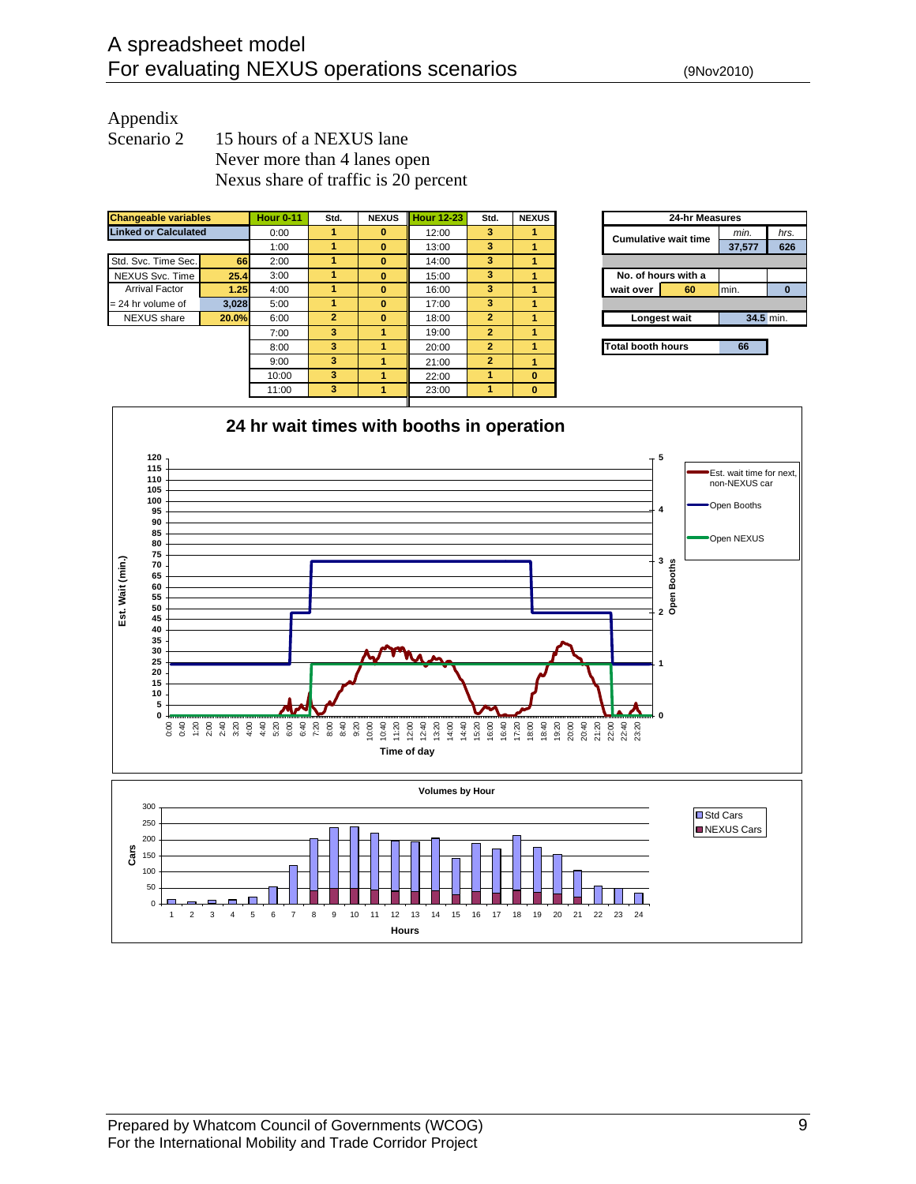Appendix

Scenario 2 — 15 hours of a NEXUS lane
Never more than 4 lanes open
Nexus share of traffic is 20 percent

| Changeable variables | | Hour 0-11 | Std. | NEXUS | Hour 12-23 | Std. | NEXUS |
|---|---|---|---|---|---|---|---|
| Linked or Calculated | | 0:00 | 1 | 0 | 12:00 | 3 | 1 |
| | | 1:00 | 1 | 0 | 13:00 | 3 | 1 |
| Std. Svc. Time Sec. | 66 | 2:00 | 1 | 0 | 14:00 | 3 | 1 |
| NEXUS Svc. Time | 25.4 | 3:00 | 1 | 0 | 15:00 | 3 | 1 |
| Arrival Factor | 1.25 | 4:00 | 1 | 0 | 16:00 | 3 | 1 |
| = 24 hr volume of | 3,028 | 5:00 | 1 | 0 | 17:00 | 3 | 1 |
| NEXUS share | 20.0% | 6:00 | 2 | 0 | 18:00 | 2 | 1 |
| | | 7:00 | 3 | 1 | 19:00 | 2 | 1 |
| | | 8:00 | 3 | 1 | 20:00 | 2 | 1 |
| | | 9:00 | 3 | 1 | 21:00 | 2 | 1 |
| | | 10:00 | 3 | 1 | 22:00 | 1 | 0 |
| | | 11:00 | 3 | 1 | 23:00 | 1 | 0 |

| 24-hr Measures | | min. | hrs. |
|---|---|---|---|
| Cumulative wait time | | 37,577 | 626 |
| No. of hours with a wait over | 60 | min. | 0 |
| Longest wait | | 34.5 | min. |
| Total booth hours | | 66 | |

**24 hr wait times with booths in operation**

Legend: Est. wait time for next, non-NEXUS car; Open Booths; Open NEXUS

Y-axis: Est. Wait (min.) — Secondary axis: Open Booths — X-axis: Time of day

**Volumes by Hour**

Legend: Std Cars; NEXUS Cars

Y-axis: Cars — X-axis: Hours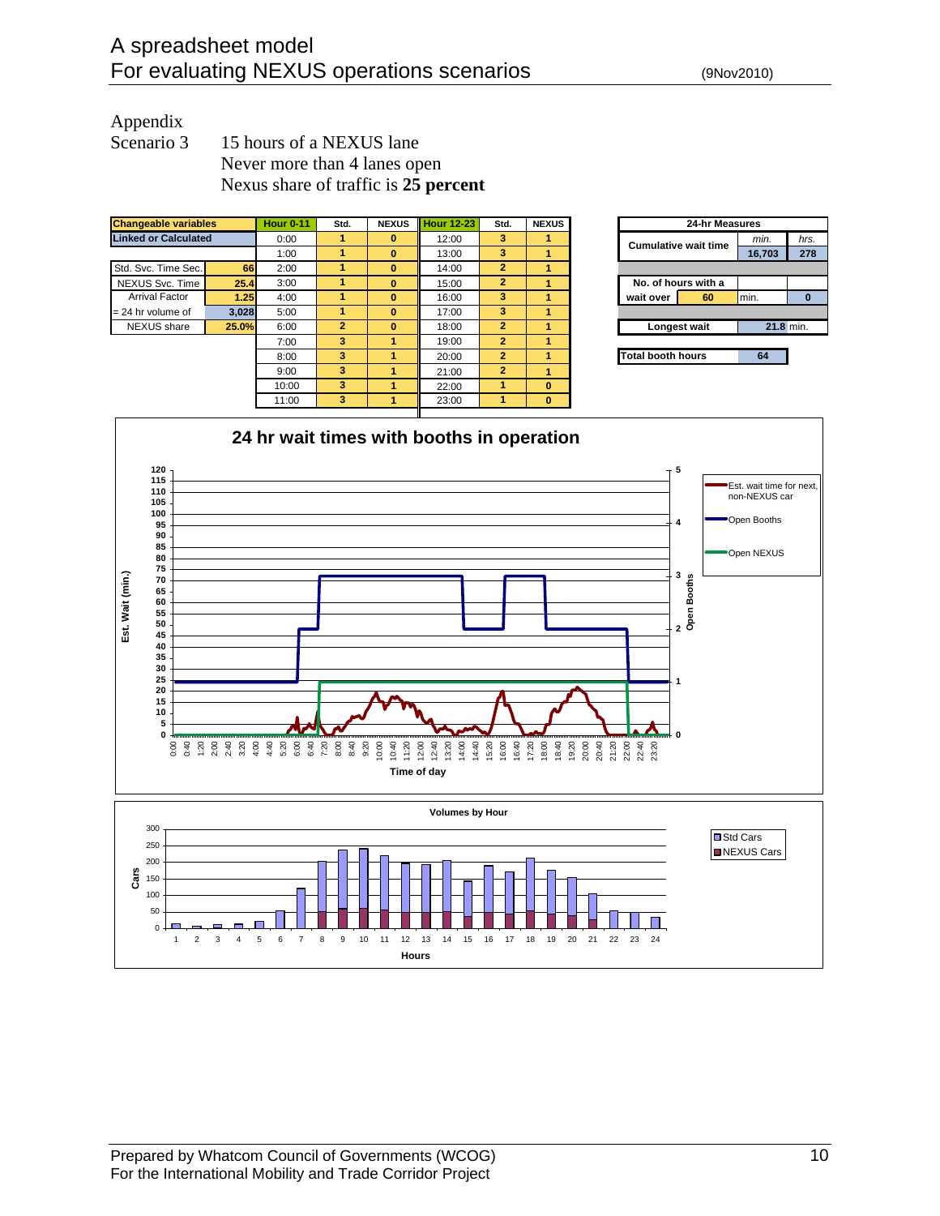Appendix

Scenario 3 — 15 hours of a NEXUS lane
Never more than 4 lanes open
Nexus share of traffic is **25 percent**

| Changeable variables | | Hour 0-11 | Std. | NEXUS | Hour 12-23 | Std. | NEXUS |
|---|---|---|---|---|---|---|---|
| Linked or Calculated | | 0:00 | 1 | 0 | 12:00 | 3 | 1 |
| | | 1:00 | 1 | 0 | 13:00 | 3 | 1 |
| Std. Svc. Time Sec. | 66 | 2:00 | 1 | 0 | 14:00 | 2 | 1 |
| NEXUS Svc. Time | 25.4 | 3:00 | 1 | 0 | 15:00 | 2 | 1 |
| Arrival Factor | 1.25 | 4:00 | 1 | 0 | 16:00 | 3 | 1 |
| = 24 hr volume of | 3,028 | 5:00 | 1 | 0 | 17:00 | 3 | 1 |
| NEXUS share | 25.0% | 6:00 | 2 | 0 | 18:00 | 2 | 1 |
| | | 7:00 | 3 | 1 | 19:00 | 2 | 1 |
| | | 8:00 | 3 | 1 | 20:00 | 2 | 1 |
| | | 9:00 | 3 | 1 | 21:00 | 2 | 1 |
| | | 10:00 | 3 | 1 | 22:00 | 1 | 0 |
| | | 11:00 | 3 | 1 | 23:00 | 1 | 0 |

| 24-hr Measures | | | |
|---|---|---|---|
| Cumulative wait time | | min. | hrs. |
| | | 16,703 | 278 |
| No. of hours with a wait over | 60 | min. | 0 |
| Longest wait | | 21.8 | min. |
| Total booth hours | | 64 | |

**24 hr wait times with booths in operation**

Est. Wait (min.)
120, 115, 110, 105, 100, 95, 90, 85, 80, 75, 70, 65, 60, 55, 50, 45, 40, 35, 30, 25, 20, 15, 10, 5, 0

Open Booths
5, 4, 3, 2, 1, 0

Time of day
0:00, 0:40, 1:20, 2:00, 2:40, 3:20, 4:00, 4:40, 5:20, 6:00, 6:40, 7:20, 8:00, 8:40, 9:20, 10:00, 10:40, 11:20, 12:00, 12:40, 13:20, 14:00, 14:40, 15:20, 16:00, 16:40, 17:20, 18:00, 18:40, 19:20, 20:00, 20:40, 21:20, 22:00, 22:40, 23:20

Est. wait time for next, non-NEXUS car
Open Booths
Open NEXUS

**Volumes by Hour**

Cars
300, 250, 200, 150, 100, 50, 0

Hours
1, 2, 3, 4, 5, 6, 7, 8, 9, 10, 11, 12, 13, 14, 15, 16, 17, 18, 19, 20, 21, 22, 23, 24

Std Cars
NEXUS Cars